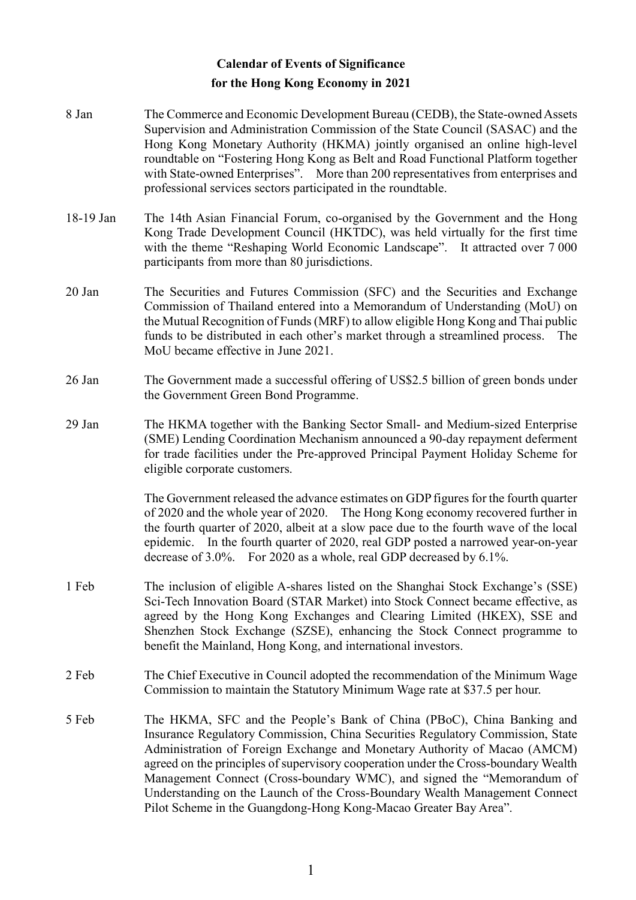# Calendar of Events of Significance for the Hong Kong Economy in 2021

| | |
|---|---|
| 8 Jan | The Commerce and Economic Development Bureau (CEDB), the State-owned Assets Supervision and Administration Commission of the State Council (SASAC) and the Hong Kong Monetary Authority (HKMA) jointly organised an online high-level roundtable on "Fostering Hong Kong as Belt and Road Functional Platform together with State-owned Enterprises". More than 200 representatives from enterprises and professional services sectors participated in the roundtable. |
| 18-19 Jan | The 14th Asian Financial Forum, co-organised by the Government and the Hong Kong Trade Development Council (HKTDC), was held virtually for the first time with the theme "Reshaping World Economic Landscape". It attracted over 7 000 participants from more than 80 jurisdictions. |
| 20 Jan | The Securities and Futures Commission (SFC) and the Securities and Exchange Commission of Thailand entered into a Memorandum of Understanding (MoU) on the Mutual Recognition of Funds (MRF) to allow eligible Hong Kong and Thai public funds to be distributed in each other's market through a streamlined process. The MoU became effective in June 2021. |
| 26 Jan | The Government made a successful offering of US$2.5 billion of green bonds under the Government Green Bond Programme. |
| 29 Jan | The HKMA together with the Banking Sector Small- and Medium-sized Enterprise (SME) Lending Coordination Mechanism announced a 90-day repayment deferment for trade facilities under the Pre-approved Principal Payment Holiday Scheme for eligible corporate customers. |
| | The Government released the advance estimates on GDP figures for the fourth quarter of 2020 and the whole year of 2020. The Hong Kong economy recovered further in the fourth quarter of 2020, albeit at a slow pace due to the fourth wave of the local epidemic. In the fourth quarter of 2020, real GDP posted a narrowed year-on-year decrease of 3.0%. For 2020 as a whole, real GDP decreased by 6.1%. |
| 1 Feb | The inclusion of eligible A-shares listed on the Shanghai Stock Exchange's (SSE) Sci-Tech Innovation Board (STAR Market) into Stock Connect became effective, as agreed by the Hong Kong Exchanges and Clearing Limited (HKEX), SSE and Shenzhen Stock Exchange (SZSE), enhancing the Stock Connect programme to benefit the Mainland, Hong Kong, and international investors. |
| 2 Feb | The Chief Executive in Council adopted the recommendation of the Minimum Wage Commission to maintain the Statutory Minimum Wage rate at $37.5 per hour. |
| 5 Feb | The HKMA, SFC and the People's Bank of China (PBoC), China Banking and Insurance Regulatory Commission, China Securities Regulatory Commission, State Administration of Foreign Exchange and Monetary Authority of Macao (AMCM) agreed on the principles of supervisory cooperation under the Cross-boundary Wealth Management Connect (Cross-boundary WMC), and signed the "Memorandum of Understanding on the Launch of the Cross-Boundary Wealth Management Connect Pilot Scheme in the Guangdong-Hong Kong-Macao Greater Bay Area". |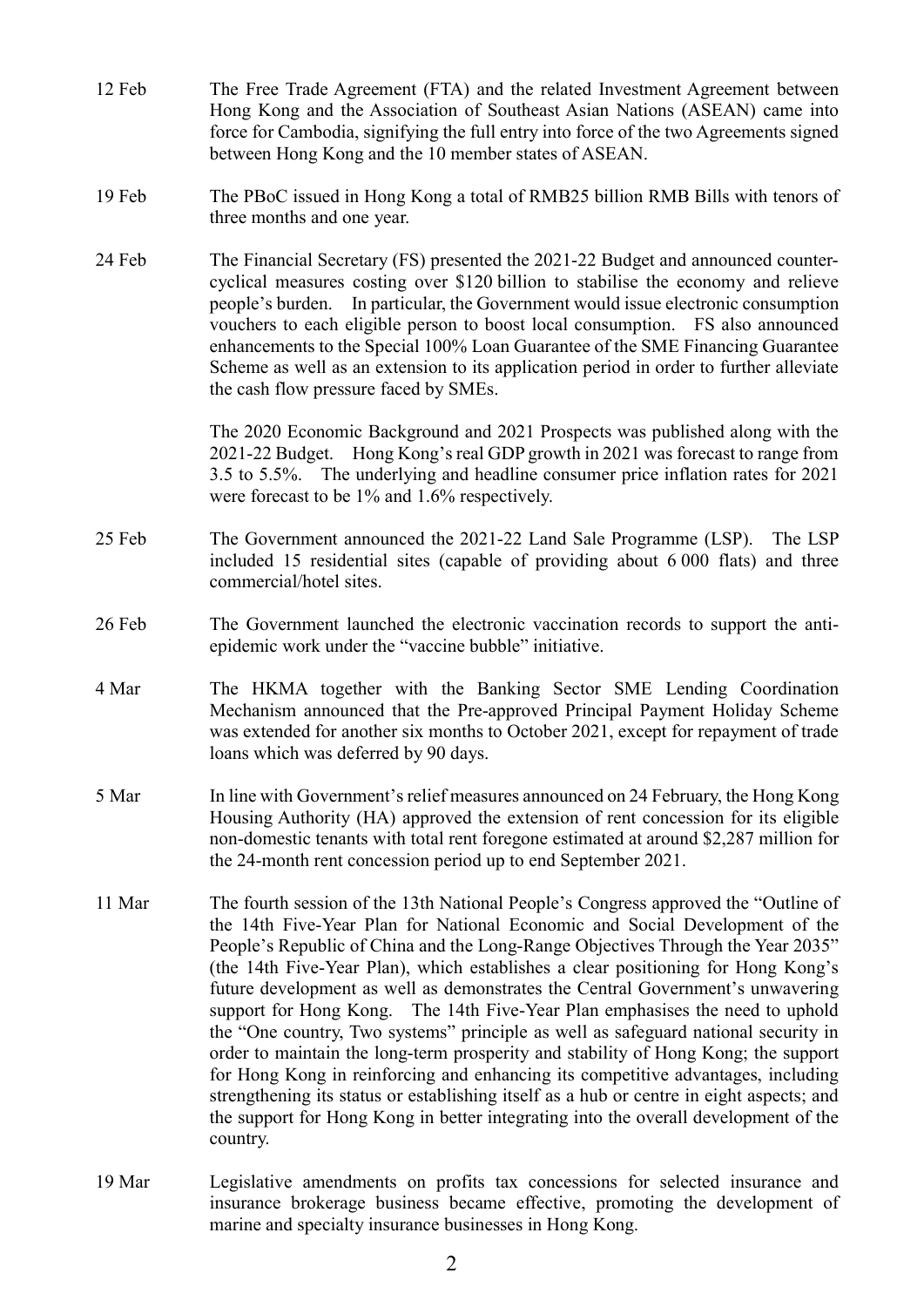| | |
|---|---|
| 12 Feb | The Free Trade Agreement (FTA) and the related Investment Agreement between Hong Kong and the Association of Southeast Asian Nations (ASEAN) came into force for Cambodia, signifying the full entry into force of the two Agreements signed between Hong Kong and the 10 member states of ASEAN. |
| 19 Feb | The PBoC issued in Hong Kong a total of RMB25 billion RMB Bills with tenors of three months and one year. |
| 24 Feb | The Financial Secretary (FS) presented the 2021-22 Budget and announced counter-cyclical measures costing over $120 billion to stabilise the economy and relieve people's burden. In particular, the Government would issue electronic consumption vouchers to each eligible person to boost local consumption. FS also announced enhancements to the Special 100% Loan Guarantee of the SME Financing Guarantee Scheme as well as an extension to its application period in order to further alleviate the cash flow pressure faced by SMEs.<br><br>The 2020 Economic Background and 2021 Prospects was published along with the 2021-22 Budget. Hong Kong's real GDP growth in 2021 was forecast to range from 3.5 to 5.5%. The underlying and headline consumer price inflation rates for 2021 were forecast to be 1% and 1.6% respectively. |
| 25 Feb | The Government announced the 2021-22 Land Sale Programme (LSP). The LSP included 15 residential sites (capable of providing about 6 000 flats) and three commercial/hotel sites. |
| 26 Feb | The Government launched the electronic vaccination records to support the anti-epidemic work under the "vaccine bubble" initiative. |
| 4 Mar | The HKMA together with the Banking Sector SME Lending Coordination Mechanism announced that the Pre-approved Principal Payment Holiday Scheme was extended for another six months to October 2021, except for repayment of trade loans which was deferred by 90 days. |
| 5 Mar | In line with Government's relief measures announced on 24 February, the Hong Kong Housing Authority (HA) approved the extension of rent concession for its eligible non-domestic tenants with total rent foregone estimated at around $2,287 million for the 24-month rent concession period up to end September 2021. |
| 11 Mar | The fourth session of the 13th National People's Congress approved the "Outline of the 14th Five-Year Plan for National Economic and Social Development of the People's Republic of China and the Long-Range Objectives Through the Year 2035" (the 14th Five-Year Plan), which establishes a clear positioning for Hong Kong's future development as well as demonstrates the Central Government's unwavering support for Hong Kong. The 14th Five-Year Plan emphasises the need to uphold the "One country, Two systems" principle as well as safeguard national security in order to maintain the long-term prosperity and stability of Hong Kong; the support for Hong Kong in reinforcing and enhancing its competitive advantages, including strengthening its status or establishing itself as a hub or centre in eight aspects; and the support for Hong Kong in better integrating into the overall development of the country. |
| 19 Mar | Legislative amendments on profits tax concessions for selected insurance and insurance brokerage business became effective, promoting the development of marine and specialty insurance businesses in Hong Kong. |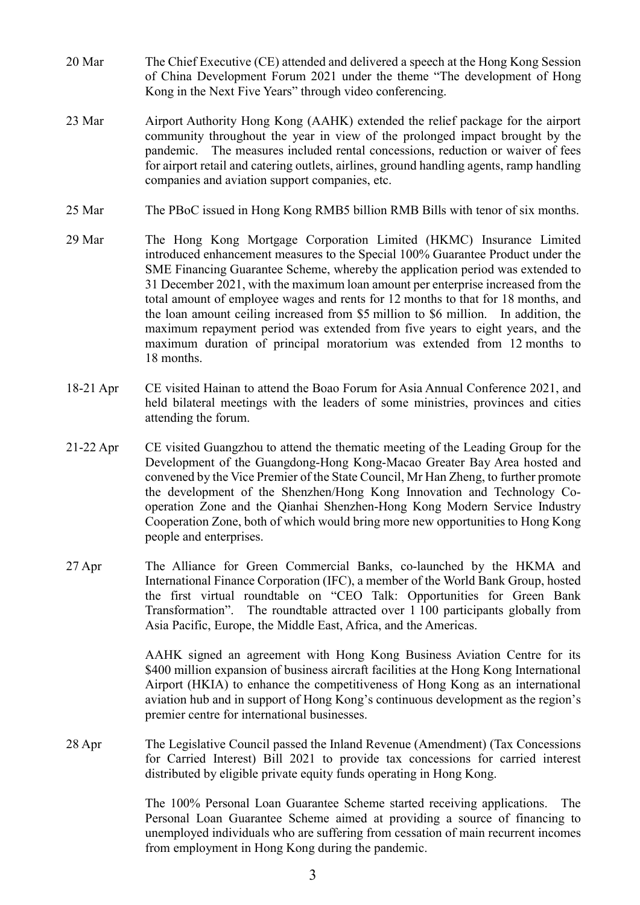| | |
|---|---|
| 20 Mar | The Chief Executive (CE) attended and delivered a speech at the Hong Kong Session of China Development Forum 2021 under the theme "The development of Hong Kong in the Next Five Years" through video conferencing. |
| 23 Mar | Airport Authority Hong Kong (AAHK) extended the relief package for the airport community throughout the year in view of the prolonged impact brought by the pandemic. The measures included rental concessions, reduction or waiver of fees for airport retail and catering outlets, airlines, ground handling agents, ramp handling companies and aviation support companies, etc. |
| 25 Mar | The PBoC issued in Hong Kong RMB5 billion RMB Bills with tenor of six months. |
| 29 Mar | The Hong Kong Mortgage Corporation Limited (HKMC) Insurance Limited introduced enhancement measures to the Special 100% Guarantee Product under the SME Financing Guarantee Scheme, whereby the application period was extended to 31 December 2021, with the maximum loan amount per enterprise increased from the total amount of employee wages and rents for 12 months to that for 18 months, and the loan amount ceiling increased from $5 million to $6 million. In addition, the maximum repayment period was extended from five years to eight years, and the maximum duration of principal moratorium was extended from 12 months to 18 months. |
| 18-21 Apr | CE visited Hainan to attend the Boao Forum for Asia Annual Conference 2021, and held bilateral meetings with the leaders of some ministries, provinces and cities attending the forum. |
| 21-22 Apr | CE visited Guangzhou to attend the thematic meeting of the Leading Group for the Development of the Guangdong-Hong Kong-Macao Greater Bay Area hosted and convened by the Vice Premier of the State Council, Mr Han Zheng, to further promote the development of the Shenzhen/Hong Kong Innovation and Technology Co-operation Zone and the Qianhai Shenzhen-Hong Kong Modern Service Industry Cooperation Zone, both of which would bring more new opportunities to Hong Kong people and enterprises. |
| 27 Apr | The Alliance for Green Commercial Banks, co-launched by the HKMA and International Finance Corporation (IFC), a member of the World Bank Group, hosted the first virtual roundtable on "CEO Talk: Opportunities for Green Bank Transformation". The roundtable attracted over 1 100 participants globally from Asia Pacific, Europe, the Middle East, Africa, and the Americas. |
| | AAHK signed an agreement with Hong Kong Business Aviation Centre for its $400 million expansion of business aircraft facilities at the Hong Kong International Airport (HKIA) to enhance the competitiveness of Hong Kong as an international aviation hub and in support of Hong Kong's continuous development as the region's premier centre for international businesses. |
| 28 Apr | The Legislative Council passed the Inland Revenue (Amendment) (Tax Concessions for Carried Interest) Bill 2021 to provide tax concessions for carried interest distributed by eligible private equity funds operating in Hong Kong. |
| | The 100% Personal Loan Guarantee Scheme started receiving applications. The Personal Loan Guarantee Scheme aimed at providing a source of financing to unemployed individuals who are suffering from cessation of main recurrent incomes from employment in Hong Kong during the pandemic. |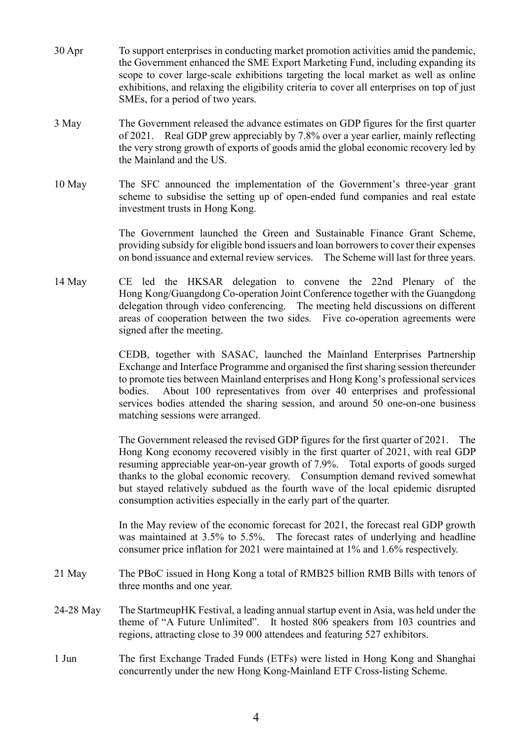| | |
|---|---|
| 30 Apr | To support enterprises in conducting market promotion activities amid the pandemic, the Government enhanced the SME Export Marketing Fund, including expanding its scope to cover large-scale exhibitions targeting the local market as well as online exhibitions, and relaxing the eligibility criteria to cover all enterprises on top of just SMEs, for a period of two years. |
| 3 May | The Government released the advance estimates on GDP figures for the first quarter of 2021. Real GDP grew appreciably by 7.8% over a year earlier, mainly reflecting the very strong growth of exports of goods amid the global economic recovery led by the Mainland and the US. |
| 10 May | The SFC announced the implementation of the Government's three-year grant scheme to subsidise the setting up of open-ended fund companies and real estate investment trusts in Hong Kong. |
| | The Government launched the Green and Sustainable Finance Grant Scheme, providing subsidy for eligible bond issuers and loan borrowers to cover their expenses on bond issuance and external review services. The Scheme will last for three years. |
| 14 May | CE led the HKSAR delegation to convene the 22nd Plenary of the Hong Kong/Guangdong Co-operation Joint Conference together with the Guangdong delegation through video conferencing. The meeting held discussions on different areas of cooperation between the two sides. Five co-operation agreements were signed after the meeting. |
| | CEDB, together with SASAC, launched the Mainland Enterprises Partnership Exchange and Interface Programme and organised the first sharing session thereunder to promote ties between Mainland enterprises and Hong Kong's professional services bodies. About 100 representatives from over 40 enterprises and professional services bodies attended the sharing session, and around 50 one-on-one business matching sessions were arranged. |
| | The Government released the revised GDP figures for the first quarter of 2021. The Hong Kong economy recovered visibly in the first quarter of 2021, with real GDP resuming appreciable year-on-year growth of 7.9%. Total exports of goods surged thanks to the global economic recovery. Consumption demand revived somewhat but stayed relatively subdued as the fourth wave of the local epidemic disrupted consumption activities especially in the early part of the quarter. |
| | In the May review of the economic forecast for 2021, the forecast real GDP growth was maintained at 3.5% to 5.5%. The forecast rates of underlying and headline consumer price inflation for 2021 were maintained at 1% and 1.6% respectively. |
| 21 May | The PBoC issued in Hong Kong a total of RMB25 billion RMB Bills with tenors of three months and one year. |
| 24-28 May | The StartmeupHK Festival, a leading annual startup event in Asia, was held under the theme of "A Future Unlimited". It hosted 806 speakers from 103 countries and regions, attracting close to 39 000 attendees and featuring 527 exhibitors. |
| 1 Jun | The first Exchange Traded Funds (ETFs) were listed in Hong Kong and Shanghai concurrently under the new Hong Kong-Mainland ETF Cross-listing Scheme. |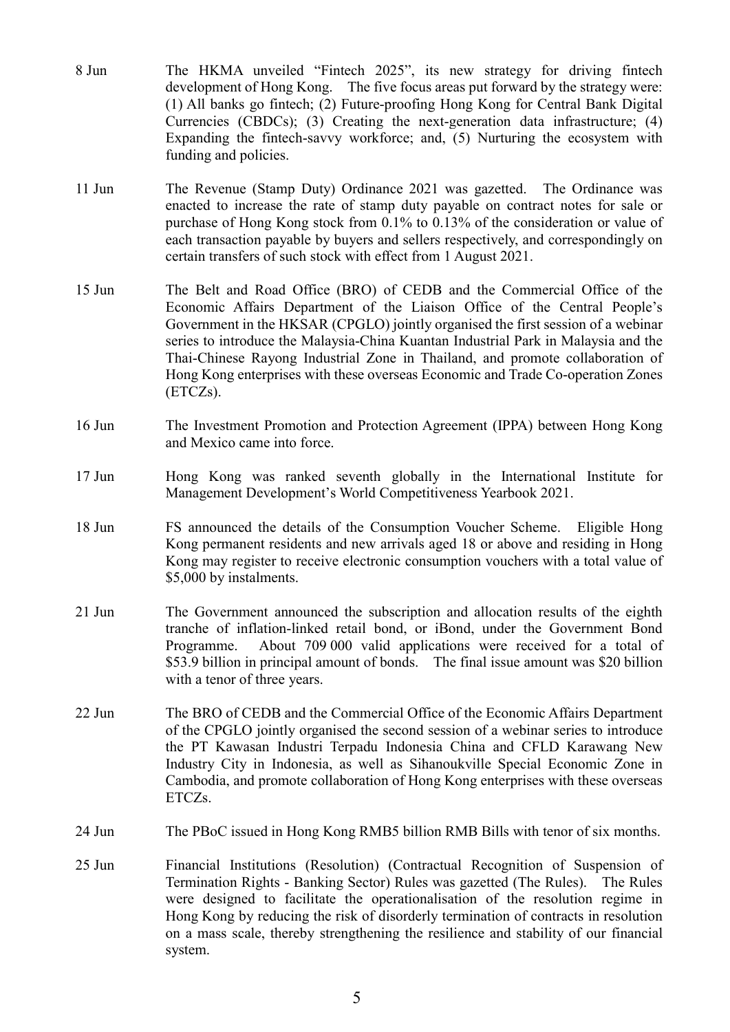8 Jun The HKMA unveiled "Fintech 2025", its new strategy for driving fintech development of Hong Kong. The five focus areas put forward by the strategy were: (1) All banks go fintech; (2) Future-proofing Hong Kong for Central Bank Digital Currencies (CBDCs); (3) Creating the next-generation data infrastructure; (4) Expanding the fintech-savvy workforce; and, (5) Nurturing the ecosystem with funding and policies.

11 Jun The Revenue (Stamp Duty) Ordinance 2021 was gazetted. The Ordinance was enacted to increase the rate of stamp duty payable on contract notes for sale or purchase of Hong Kong stock from 0.1% to 0.13% of the consideration or value of each transaction payable by buyers and sellers respectively, and correspondingly on certain transfers of such stock with effect from 1 August 2021.

15 Jun The Belt and Road Office (BRO) of CEDB and the Commercial Office of the Economic Affairs Department of the Liaison Office of the Central People's Government in the HKSAR (CPGLO) jointly organised the first session of a webinar series to introduce the Malaysia-China Kuantan Industrial Park in Malaysia and the Thai-Chinese Rayong Industrial Zone in Thailand, and promote collaboration of Hong Kong enterprises with these overseas Economic and Trade Co-operation Zones (ETCZs).

16 Jun The Investment Promotion and Protection Agreement (IPPA) between Hong Kong and Mexico came into force.

17 Jun Hong Kong was ranked seventh globally in the International Institute for Management Development's World Competitiveness Yearbook 2021.

18 Jun FS announced the details of the Consumption Voucher Scheme. Eligible Hong Kong permanent residents and new arrivals aged 18 or above and residing in Hong Kong may register to receive electronic consumption vouchers with a total value of $5,000 by instalments.

21 Jun The Government announced the subscription and allocation results of the eighth tranche of inflation-linked retail bond, or iBond, under the Government Bond Programme. About 709 000 valid applications were received for a total of $53.9 billion in principal amount of bonds. The final issue amount was $20 billion with a tenor of three years.

22 Jun The BRO of CEDB and the Commercial Office of the Economic Affairs Department of the CPGLO jointly organised the second session of a webinar series to introduce the PT Kawasan Industri Terpadu Indonesia China and CFLD Karawang New Industry City in Indonesia, as well as Sihanoukville Special Economic Zone in Cambodia, and promote collaboration of Hong Kong enterprises with these overseas ETCZs.

24 Jun The PBoC issued in Hong Kong RMB5 billion RMB Bills with tenor of six months.

25 Jun Financial Institutions (Resolution) (Contractual Recognition of Suspension of Termination Rights - Banking Sector) Rules was gazetted (The Rules). The Rules were designed to facilitate the operationalisation of the resolution regime in Hong Kong by reducing the risk of disorderly termination of contracts in resolution on a mass scale, thereby strengthening the resilience and stability of our financial system.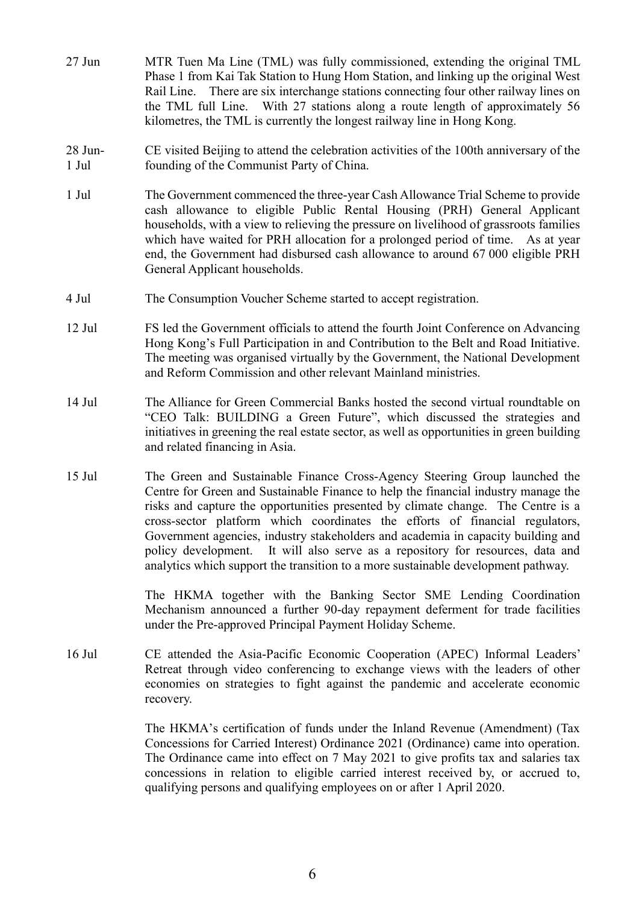| | |
|---|---|
| 27 Jun | MTR Tuen Ma Line (TML) was fully commissioned, extending the original TML Phase 1 from Kai Tak Station to Hung Hom Station, and linking up the original West Rail Line. There are six interchange stations connecting four other railway lines on the TML full Line. With 27 stations along a route length of approximately 56 kilometres, the TML is currently the longest railway line in Hong Kong. |
| 28 Jun-1 Jul | CE visited Beijing to attend the celebration activities of the 100th anniversary of the founding of the Communist Party of China. |
| 1 Jul | The Government commenced the three-year Cash Allowance Trial Scheme to provide cash allowance to eligible Public Rental Housing (PRH) General Applicant households, with a view to relieving the pressure on livelihood of grassroots families which have waited for PRH allocation for a prolonged period of time. As at year end, the Government had disbursed cash allowance to around 67 000 eligible PRH General Applicant households. |
| 4 Jul | The Consumption Voucher Scheme started to accept registration. |
| 12 Jul | FS led the Government officials to attend the fourth Joint Conference on Advancing Hong Kong's Full Participation in and Contribution to the Belt and Road Initiative. The meeting was organised virtually by the Government, the National Development and Reform Commission and other relevant Mainland ministries. |
| 14 Jul | The Alliance for Green Commercial Banks hosted the second virtual roundtable on "CEO Talk: BUILDING a Green Future", which discussed the strategies and initiatives in greening the real estate sector, as well as opportunities in green building and related financing in Asia. |
| 15 Jul | The Green and Sustainable Finance Cross-Agency Steering Group launched the Centre for Green and Sustainable Finance to help the financial industry manage the risks and capture the opportunities presented by climate change. The Centre is a cross-sector platform which coordinates the efforts of financial regulators, Government agencies, industry stakeholders and academia in capacity building and policy development. It will also serve as a repository for resources, data and analytics which support the transition to a more sustainable development pathway. |
| | The HKMA together with the Banking Sector SME Lending Coordination Mechanism announced a further 90-day repayment deferment for trade facilities under the Pre-approved Principal Payment Holiday Scheme. |
| 16 Jul | CE attended the Asia-Pacific Economic Cooperation (APEC) Informal Leaders' Retreat through video conferencing to exchange views with the leaders of other economies on strategies to fight against the pandemic and accelerate economic recovery. |
| | The HKMA's certification of funds under the Inland Revenue (Amendment) (Tax Concessions for Carried Interest) Ordinance 2021 (Ordinance) came into operation. The Ordinance came into effect on 7 May 2021 to give profits tax and salaries tax concessions in relation to eligible carried interest received by, or accrued to, qualifying persons and qualifying employees on or after 1 April 2020. |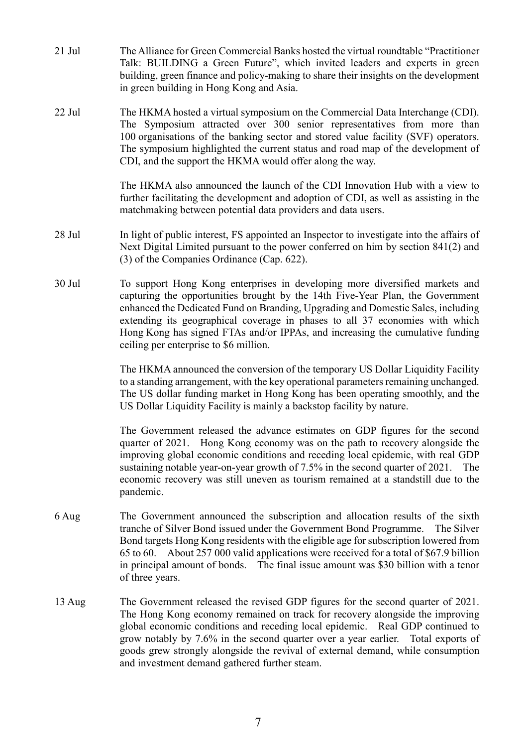21 Jul The Alliance for Green Commercial Banks hosted the virtual roundtable "Practitioner Talk: BUILDING a Green Future", which invited leaders and experts in green building, green finance and policy-making to share their insights on the development in green building in Hong Kong and Asia.

22 Jul The HKMA hosted a virtual symposium on the Commercial Data Interchange (CDI). The Symposium attracted over 300 senior representatives from more than 100 organisations of the banking sector and stored value facility (SVF) operators. The symposium highlighted the current status and road map of the development of CDI, and the support the HKMA would offer along the way.

The HKMA also announced the launch of the CDI Innovation Hub with a view to further facilitating the development and adoption of CDI, as well as assisting in the matchmaking between potential data providers and data users.

28 Jul In light of public interest, FS appointed an Inspector to investigate into the affairs of Next Digital Limited pursuant to the power conferred on him by section 841(2) and (3) of the Companies Ordinance (Cap. 622).

30 Jul To support Hong Kong enterprises in developing more diversified markets and capturing the opportunities brought by the 14th Five-Year Plan, the Government enhanced the Dedicated Fund on Branding, Upgrading and Domestic Sales, including extending its geographical coverage in phases to all 37 economies with which Hong Kong has signed FTAs and/or IPPAs, and increasing the cumulative funding ceiling per enterprise to $6 million.

The HKMA announced the conversion of the temporary US Dollar Liquidity Facility to a standing arrangement, with the key operational parameters remaining unchanged. The US dollar funding market in Hong Kong has been operating smoothly, and the US Dollar Liquidity Facility is mainly a backstop facility by nature.

The Government released the advance estimates on GDP figures for the second quarter of 2021. Hong Kong economy was on the path to recovery alongside the improving global economic conditions and receding local epidemic, with real GDP sustaining notable year-on-year growth of 7.5% in the second quarter of 2021. The economic recovery was still uneven as tourism remained at a standstill due to the pandemic.

6 Aug The Government announced the subscription and allocation results of the sixth tranche of Silver Bond issued under the Government Bond Programme. The Silver Bond targets Hong Kong residents with the eligible age for subscription lowered from 65 to 60. About 257 000 valid applications were received for a total of $67.9 billion in principal amount of bonds. The final issue amount was $30 billion with a tenor of three years.

13 Aug The Government released the revised GDP figures for the second quarter of 2021. The Hong Kong economy remained on track for recovery alongside the improving global economic conditions and receding local epidemic. Real GDP continued to grow notably by 7.6% in the second quarter over a year earlier. Total exports of goods grew strongly alongside the revival of external demand, while consumption and investment demand gathered further steam.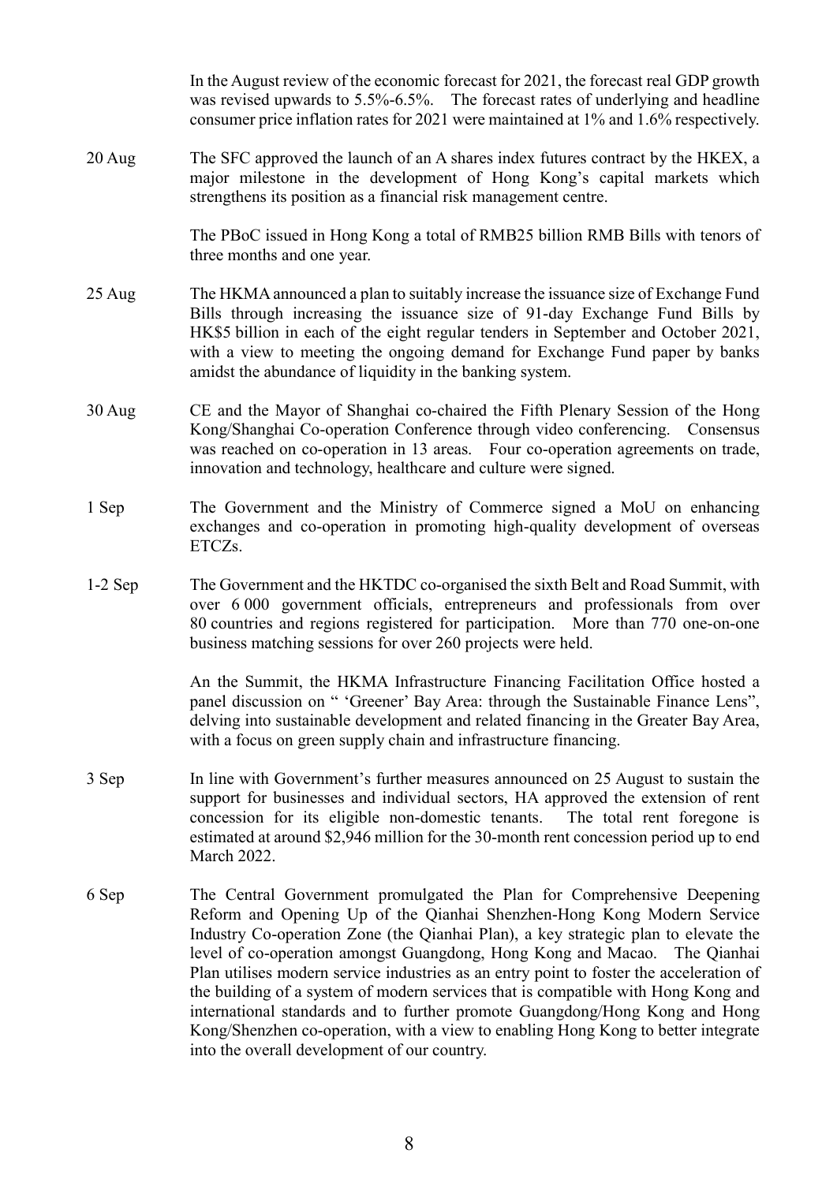In the August review of the economic forecast for 2021, the forecast real GDP growth was revised upwards to 5.5%-6.5%. The forecast rates of underlying and headline consumer price inflation rates for 2021 were maintained at 1% and 1.6% respectively.

| | |
|---|---|
| 20 Aug | The SFC approved the launch of an A shares index futures contract by the HKEX, a major milestone in the development of Hong Kong's capital markets which strengthens its position as a financial risk management centre. |
| | The PBoC issued in Hong Kong a total of RMB25 billion RMB Bills with tenors of three months and one year. |
| 25 Aug | The HKMA announced a plan to suitably increase the issuance size of Exchange Fund Bills through increasing the issuance size of 91-day Exchange Fund Bills by HK$5 billion in each of the eight regular tenders in September and October 2021, with a view to meeting the ongoing demand for Exchange Fund paper by banks amidst the abundance of liquidity in the banking system. |
| 30 Aug | CE and the Mayor of Shanghai co-chaired the Fifth Plenary Session of the Hong Kong/Shanghai Co-operation Conference through video conferencing. Consensus was reached on co-operation in 13 areas. Four co-operation agreements on trade, innovation and technology, healthcare and culture were signed. |
| 1 Sep | The Government and the Ministry of Commerce signed a MoU on enhancing exchanges and co-operation in promoting high-quality development of overseas ETCZs. |
| 1-2 Sep | The Government and the HKTDC co-organised the sixth Belt and Road Summit, with over 6 000 government officials, entrepreneurs and professionals from over 80 countries and regions registered for participation. More than 770 one-on-one business matching sessions for over 260 projects were held. |
| | An the Summit, the HKMA Infrastructure Financing Facilitation Office hosted a panel discussion on " 'Greener' Bay Area: through the Sustainable Finance Lens", delving into sustainable development and related financing in the Greater Bay Area, with a focus on green supply chain and infrastructure financing. |
| 3 Sep | In line with Government's further measures announced on 25 August to sustain the support for businesses and individual sectors, HA approved the extension of rent concession for its eligible non-domestic tenants. The total rent foregone is estimated at around $2,946 million for the 30-month rent concession period up to end March 2022. |
| 6 Sep | The Central Government promulgated the Plan for Comprehensive Deepening Reform and Opening Up of the Qianhai Shenzhen-Hong Kong Modern Service Industry Co-operation Zone (the Qianhai Plan), a key strategic plan to elevate the level of co-operation amongst Guangdong, Hong Kong and Macao. The Qianhai Plan utilises modern service industries as an entry point to foster the acceleration of the building of a system of modern services that is compatible with Hong Kong and international standards and to further promote Guangdong/Hong Kong and Hong Kong/Shenzhen co-operation, with a view to enabling Hong Kong to better integrate into the overall development of our country. |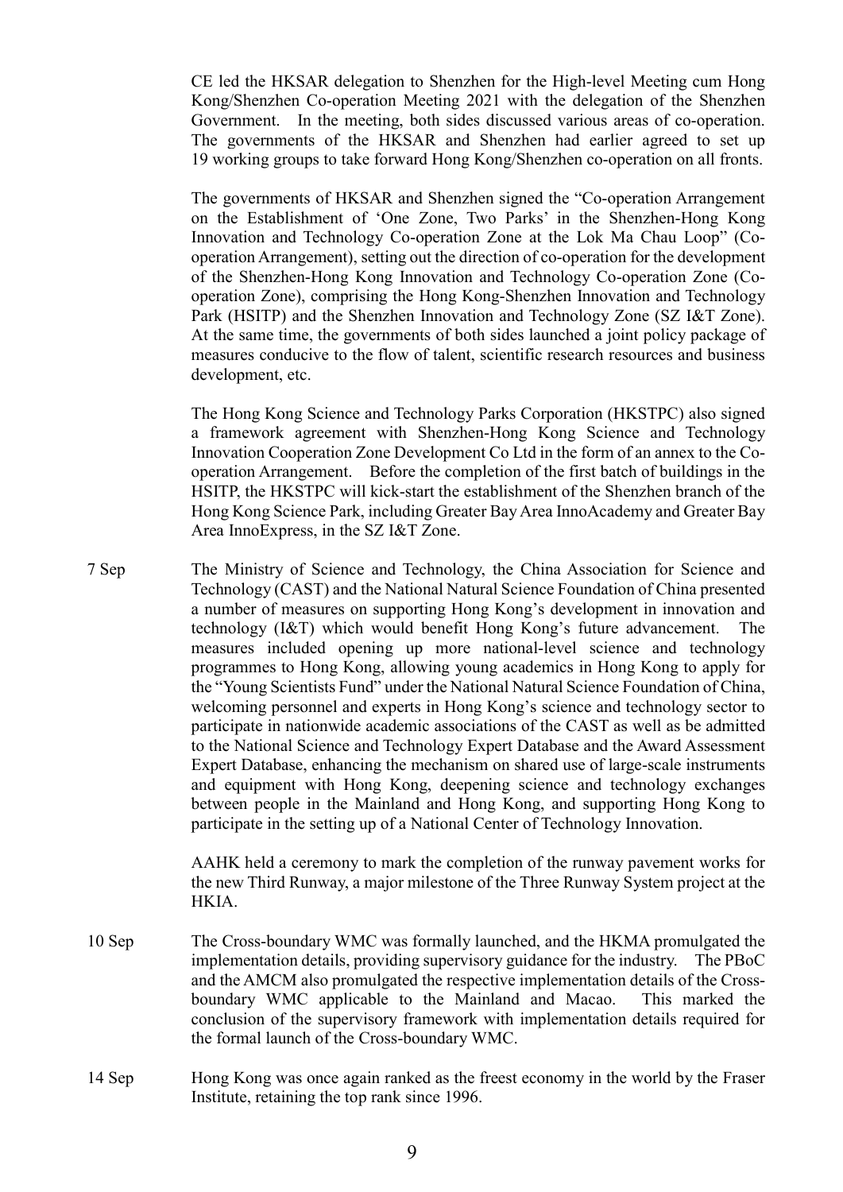CE led the HKSAR delegation to Shenzhen for the High-level Meeting cum Hong Kong/Shenzhen Co-operation Meeting 2021 with the delegation of the Shenzhen Government. In the meeting, both sides discussed various areas of co-operation. The governments of the HKSAR and Shenzhen had earlier agreed to set up 19 working groups to take forward Hong Kong/Shenzhen co-operation on all fronts.

The governments of HKSAR and Shenzhen signed the "Co-operation Arrangement on the Establishment of 'One Zone, Two Parks' in the Shenzhen-Hong Kong Innovation and Technology Co-operation Zone at the Lok Ma Chau Loop" (Co-operation Arrangement), setting out the direction of co-operation for the development of the Shenzhen-Hong Kong Innovation and Technology Co-operation Zone (Co-operation Zone), comprising the Hong Kong-Shenzhen Innovation and Technology Park (HSITP) and the Shenzhen Innovation and Technology Zone (SZ I&T Zone). At the same time, the governments of both sides launched a joint policy package of measures conducive to the flow of talent, scientific research resources and business development, etc.

The Hong Kong Science and Technology Parks Corporation (HKSTPC) also signed a framework agreement with Shenzhen-Hong Kong Science and Technology Innovation Cooperation Zone Development Co Ltd in the form of an annex to the Co-operation Arrangement. Before the completion of the first batch of buildings in the HSITP, the HKSTPC will kick-start the establishment of the Shenzhen branch of the Hong Kong Science Park, including Greater Bay Area InnoAcademy and Greater Bay Area InnoExpress, in the SZ I&T Zone.

7 Sep — The Ministry of Science and Technology, the China Association for Science and Technology (CAST) and the National Natural Science Foundation of China presented a number of measures on supporting Hong Kong's development in innovation and technology (I&T) which would benefit Hong Kong's future advancement. The measures included opening up more national-level science and technology programmes to Hong Kong, allowing young academics in Hong Kong to apply for the "Young Scientists Fund" under the National Natural Science Foundation of China, welcoming personnel and experts in Hong Kong's science and technology sector to participate in nationwide academic associations of the CAST as well as be admitted to the National Science and Technology Expert Database and the Award Assessment Expert Database, enhancing the mechanism on shared use of large-scale instruments and equipment with Hong Kong, deepening science and technology exchanges between people in the Mainland and Hong Kong, and supporting Hong Kong to participate in the setting up of a National Center of Technology Innovation.

AAHK held a ceremony to mark the completion of the runway pavement works for the new Third Runway, a major milestone of the Three Runway System project at the HKIA.

10 Sep — The Cross-boundary WMC was formally launched, and the HKMA promulgated the implementation details, providing supervisory guidance for the industry. The PBoC and the AMCM also promulgated the respective implementation details of the Cross-boundary WMC applicable to the Mainland and Macao. This marked the conclusion of the supervisory framework with implementation details required for the formal launch of the Cross-boundary WMC.

14 Sep — Hong Kong was once again ranked as the freest economy in the world by the Fraser Institute, retaining the top rank since 1996.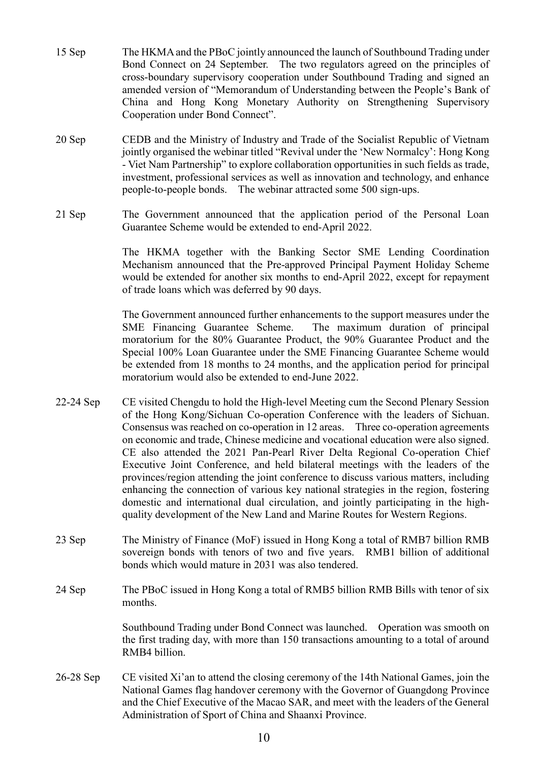15 Sep The HKMA and the PBoC jointly announced the launch of Southbound Trading under Bond Connect on 24 September. The two regulators agreed on the principles of cross-boundary supervisory cooperation under Southbound Trading and signed an amended version of "Memorandum of Understanding between the People's Bank of China and Hong Kong Monetary Authority on Strengthening Supervisory Cooperation under Bond Connect".

20 Sep CEDB and the Ministry of Industry and Trade of the Socialist Republic of Vietnam jointly organised the webinar titled "Revival under the 'New Normalcy': Hong Kong - Viet Nam Partnership" to explore collaboration opportunities in such fields as trade, investment, professional services as well as innovation and technology, and enhance people-to-people bonds. The webinar attracted some 500 sign-ups.

21 Sep The Government announced that the application period of the Personal Loan Guarantee Scheme would be extended to end-April 2022.

The HKMA together with the Banking Sector SME Lending Coordination Mechanism announced that the Pre-approved Principal Payment Holiday Scheme would be extended for another six months to end-April 2022, except for repayment of trade loans which was deferred by 90 days.

The Government announced further enhancements to the support measures under the SME Financing Guarantee Scheme. The maximum duration of principal moratorium for the 80% Guarantee Product, the 90% Guarantee Product and the Special 100% Loan Guarantee under the SME Financing Guarantee Scheme would be extended from 18 months to 24 months, and the application period for principal moratorium would also be extended to end-June 2022.

22-24 Sep CE visited Chengdu to hold the High-level Meeting cum the Second Plenary Session of the Hong Kong/Sichuan Co-operation Conference with the leaders of Sichuan. Consensus was reached on co-operation in 12 areas. Three co-operation agreements on economic and trade, Chinese medicine and vocational education were also signed. CE also attended the 2021 Pan-Pearl River Delta Regional Co-operation Chief Executive Joint Conference, and held bilateral meetings with the leaders of the provinces/region attending the joint conference to discuss various matters, including enhancing the connection of various key national strategies in the region, fostering domestic and international dual circulation, and jointly participating in the high-quality development of the New Land and Marine Routes for Western Regions.

23 Sep The Ministry of Finance (MoF) issued in Hong Kong a total of RMB7 billion RMB sovereign bonds with tenors of two and five years. RMB1 billion of additional bonds which would mature in 2031 was also tendered.

24 Sep The PBoC issued in Hong Kong a total of RMB5 billion RMB Bills with tenor of six months.

Southbound Trading under Bond Connect was launched. Operation was smooth on the first trading day, with more than 150 transactions amounting to a total of around RMB4 billion.

26-28 Sep CE visited Xi'an to attend the closing ceremony of the 14th National Games, join the National Games flag handover ceremony with the Governor of Guangdong Province and the Chief Executive of the Macao SAR, and meet with the leaders of the General Administration of Sport of China and Shaanxi Province.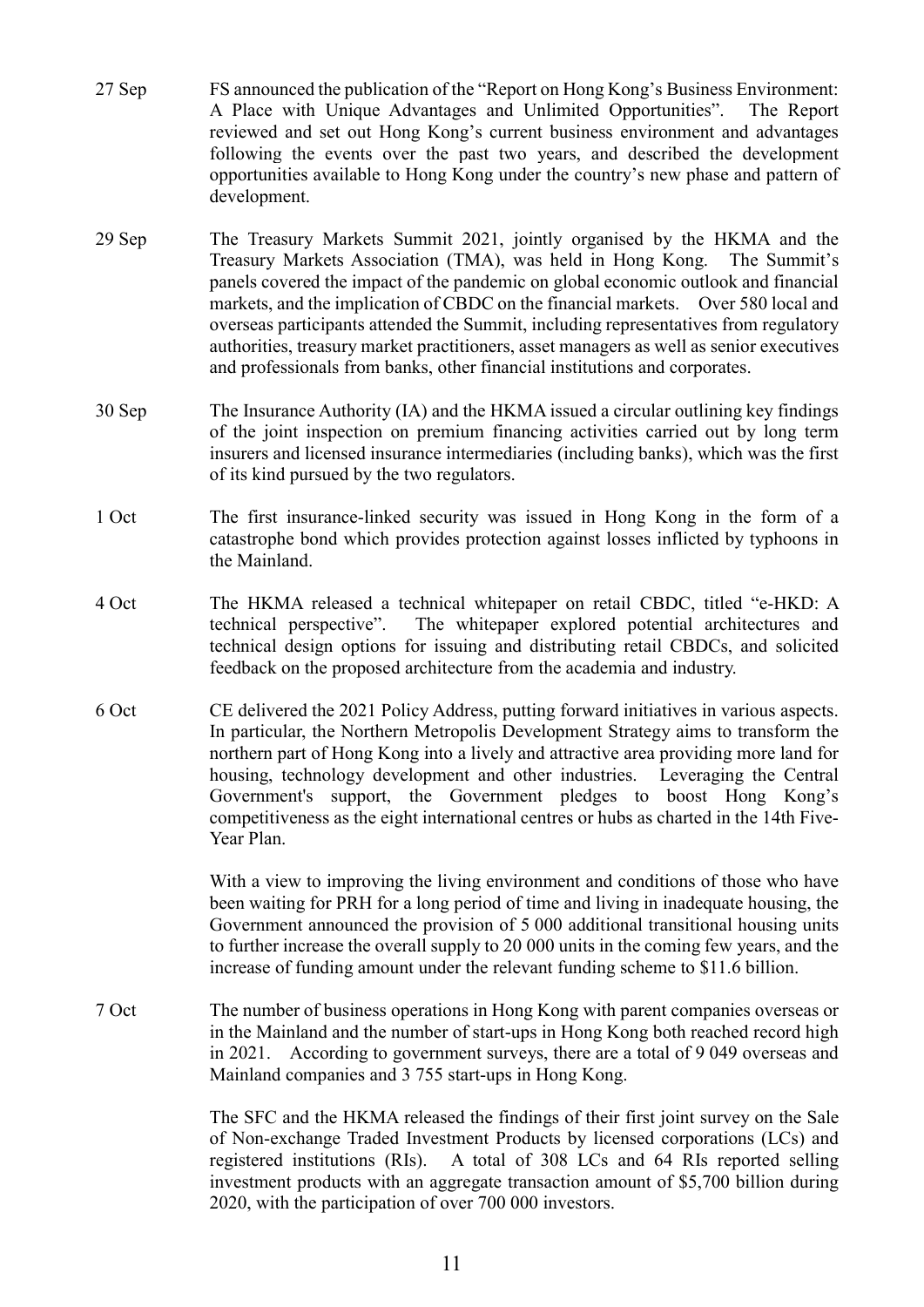27 Sep FS announced the publication of the "Report on Hong Kong's Business Environment: A Place with Unique Advantages and Unlimited Opportunities". The Report reviewed and set out Hong Kong's current business environment and advantages following the events over the past two years, and described the development opportunities available to Hong Kong under the country's new phase and pattern of development.

29 Sep The Treasury Markets Summit 2021, jointly organised by the HKMA and the Treasury Markets Association (TMA), was held in Hong Kong. The Summit's panels covered the impact of the pandemic on global economic outlook and financial markets, and the implication of CBDC on the financial markets. Over 580 local and overseas participants attended the Summit, including representatives from regulatory authorities, treasury market practitioners, asset managers as well as senior executives and professionals from banks, other financial institutions and corporates.

30 Sep The Insurance Authority (IA) and the HKMA issued a circular outlining key findings of the joint inspection on premium financing activities carried out by long term insurers and licensed insurance intermediaries (including banks), which was the first of its kind pursued by the two regulators.

1 Oct The first insurance-linked security was issued in Hong Kong in the form of a catastrophe bond which provides protection against losses inflicted by typhoons in the Mainland.

4 Oct The HKMA released a technical whitepaper on retail CBDC, titled "e-HKD: A technical perspective". The whitepaper explored potential architectures and technical design options for issuing and distributing retail CBDCs, and solicited feedback on the proposed architecture from the academia and industry.

6 Oct CE delivered the 2021 Policy Address, putting forward initiatives in various aspects. In particular, the Northern Metropolis Development Strategy aims to transform the northern part of Hong Kong into a lively and attractive area providing more land for housing, technology development and other industries. Leveraging the Central Government's support, the Government pledges to boost Hong Kong's competitiveness as the eight international centres or hubs as charted in the 14th Five-Year Plan.

With a view to improving the living environment and conditions of those who have been waiting for PRH for a long period of time and living in inadequate housing, the Government announced the provision of 5 000 additional transitional housing units to further increase the overall supply to 20 000 units in the coming few years, and the increase of funding amount under the relevant funding scheme to $11.6 billion.

7 Oct The number of business operations in Hong Kong with parent companies overseas or in the Mainland and the number of start-ups in Hong Kong both reached record high in 2021. According to government surveys, there are a total of 9 049 overseas and Mainland companies and 3 755 start-ups in Hong Kong.

The SFC and the HKMA released the findings of their first joint survey on the Sale of Non-exchange Traded Investment Products by licensed corporations (LCs) and registered institutions (RIs). A total of 308 LCs and 64 RIs reported selling investment products with an aggregate transaction amount of $5,700 billion during 2020, with the participation of over 700 000 investors.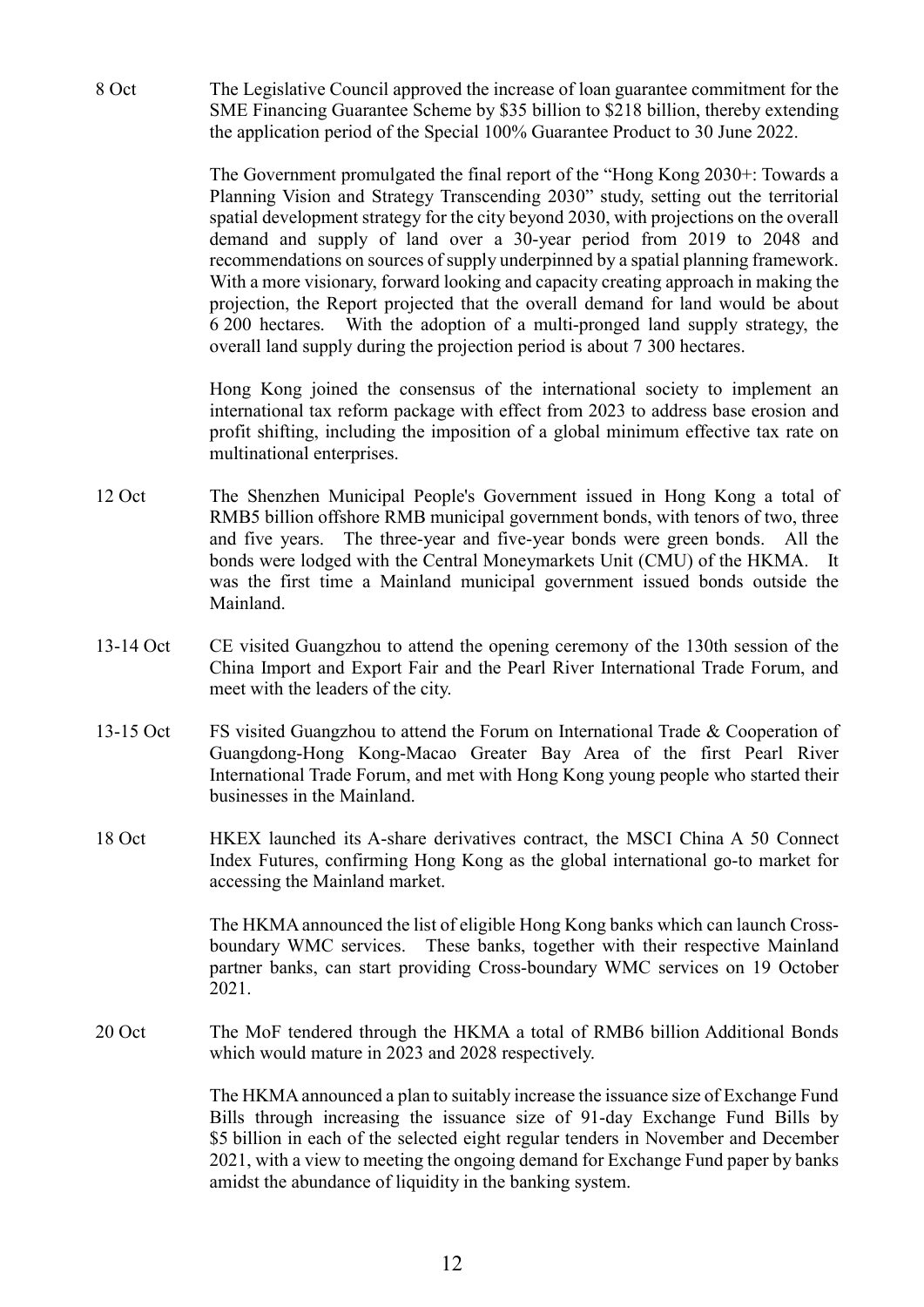8 Oct The Legislative Council approved the increase of loan guarantee commitment for the SME Financing Guarantee Scheme by $35 billion to $218 billion, thereby extending the application period of the Special 100% Guarantee Product to 30 June 2022.

The Government promulgated the final report of the "Hong Kong 2030+: Towards a Planning Vision and Strategy Transcending 2030" study, setting out the territorial spatial development strategy for the city beyond 2030, with projections on the overall demand and supply of land over a 30-year period from 2019 to 2048 and recommendations on sources of supply underpinned by a spatial planning framework. With a more visionary, forward looking and capacity creating approach in making the projection, the Report projected that the overall demand for land would be about 6 200 hectares. With the adoption of a multi-pronged land supply strategy, the overall land supply during the projection period is about 7 300 hectares.

Hong Kong joined the consensus of the international society to implement an international tax reform package with effect from 2023 to address base erosion and profit shifting, including the imposition of a global minimum effective tax rate on multinational enterprises.

12 Oct The Shenzhen Municipal People's Government issued in Hong Kong a total of RMB5 billion offshore RMB municipal government bonds, with tenors of two, three and five years. The three-year and five-year bonds were green bonds. All the bonds were lodged with the Central Moneymarkets Unit (CMU) of the HKMA. It was the first time a Mainland municipal government issued bonds outside the Mainland.

13-14 Oct CE visited Guangzhou to attend the opening ceremony of the 130th session of the China Import and Export Fair and the Pearl River International Trade Forum, and meet with the leaders of the city.

13-15 Oct FS visited Guangzhou to attend the Forum on International Trade & Cooperation of Guangdong-Hong Kong-Macao Greater Bay Area of the first Pearl River International Trade Forum, and met with Hong Kong young people who started their businesses in the Mainland.

18 Oct HKEX launched its A-share derivatives contract, the MSCI China A 50 Connect Index Futures, confirming Hong Kong as the global international go-to market for accessing the Mainland market.

The HKMA announced the list of eligible Hong Kong banks which can launch Cross-boundary WMC services. These banks, together with their respective Mainland partner banks, can start providing Cross-boundary WMC services on 19 October 2021.

20 Oct The MoF tendered through the HKMA a total of RMB6 billion Additional Bonds which would mature in 2023 and 2028 respectively.

The HKMA announced a plan to suitably increase the issuance size of Exchange Fund Bills through increasing the issuance size of 91-day Exchange Fund Bills by $5 billion in each of the selected eight regular tenders in November and December 2021, with a view to meeting the ongoing demand for Exchange Fund paper by banks amidst the abundance of liquidity in the banking system.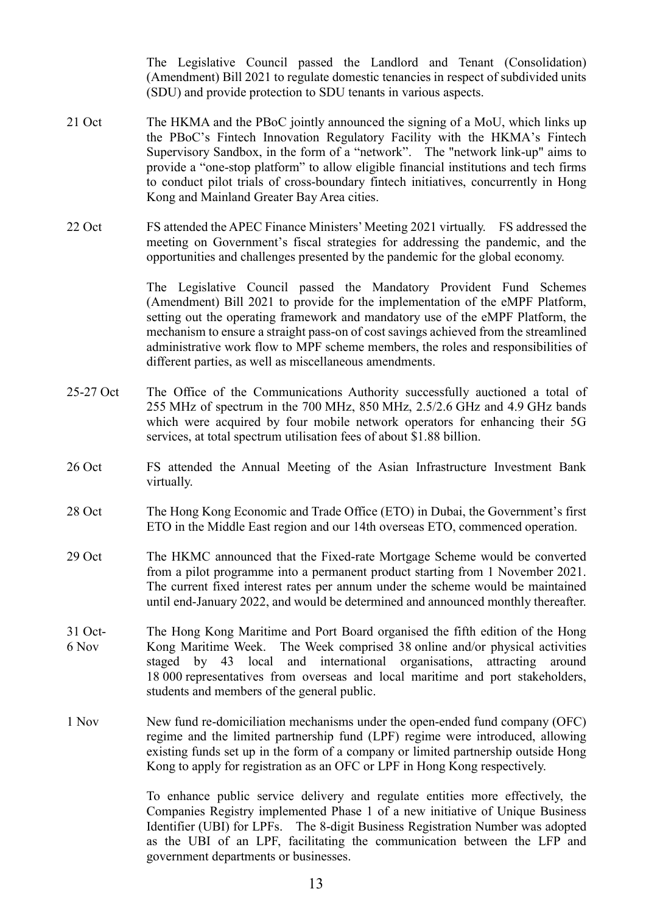| | |
|---|---|
| | The Legislative Council passed the Landlord and Tenant (Consolidation) (Amendment) Bill 2021 to regulate domestic tenancies in respect of subdivided units (SDU) and provide protection to SDU tenants in various aspects. |
| 21 Oct | The HKMA and the PBoC jointly announced the signing of a MoU, which links up the PBoC's Fintech Innovation Regulatory Facility with the HKMA's Fintech Supervisory Sandbox, in the form of a "network". The "network link-up" aims to provide a "one-stop platform" to allow eligible financial institutions and tech firms to conduct pilot trials of cross-boundary fintech initiatives, concurrently in Hong Kong and Mainland Greater Bay Area cities. |
| 22 Oct | FS attended the APEC Finance Ministers' Meeting 2021 virtually. FS addressed the meeting on Government's fiscal strategies for addressing the pandemic, and the opportunities and challenges presented by the pandemic for the global economy. |
| | The Legislative Council passed the Mandatory Provident Fund Schemes (Amendment) Bill 2021 to provide for the implementation of the eMPF Platform, setting out the operating framework and mandatory use of the eMPF Platform, the mechanism to ensure a straight pass-on of cost savings achieved from the streamlined administrative work flow to MPF scheme members, the roles and responsibilities of different parties, as well as miscellaneous amendments. |
| 25-27 Oct | The Office of the Communications Authority successfully auctioned a total of 255 MHz of spectrum in the 700 MHz, 850 MHz, 2.5/2.6 GHz and 4.9 GHz bands which were acquired by four mobile network operators for enhancing their 5G services, at total spectrum utilisation fees of about $1.88 billion. |
| 26 Oct | FS attended the Annual Meeting of the Asian Infrastructure Investment Bank virtually. |
| 28 Oct | The Hong Kong Economic and Trade Office (ETO) in Dubai, the Government's first ETO in the Middle East region and our 14th overseas ETO, commenced operation. |
| 29 Oct | The HKMC announced that the Fixed-rate Mortgage Scheme would be converted from a pilot programme into a permanent product starting from 1 November 2021. The current fixed interest rates per annum under the scheme would be maintained until end-January 2022, and would be determined and announced monthly thereafter. |
| 31 Oct-6 Nov | The Hong Kong Maritime and Port Board organised the fifth edition of the Hong Kong Maritime Week. The Week comprised 38 online and/or physical activities staged by 43 local and international organisations, attracting around 18 000 representatives from overseas and local maritime and port stakeholders, students and members of the general public. |
| 1 Nov | New fund re-domiciliation mechanisms under the open-ended fund company (OFC) regime and the limited partnership fund (LPF) regime were introduced, allowing existing funds set up in the form of a company or limited partnership outside Hong Kong to apply for registration as an OFC or LPF in Hong Kong respectively. |
| | To enhance public service delivery and regulate entities more effectively, the Companies Registry implemented Phase 1 of a new initiative of Unique Business Identifier (UBI) for LPFs. The 8-digit Business Registration Number was adopted as the UBI of an LPF, facilitating the communication between the LFP and government departments or businesses. |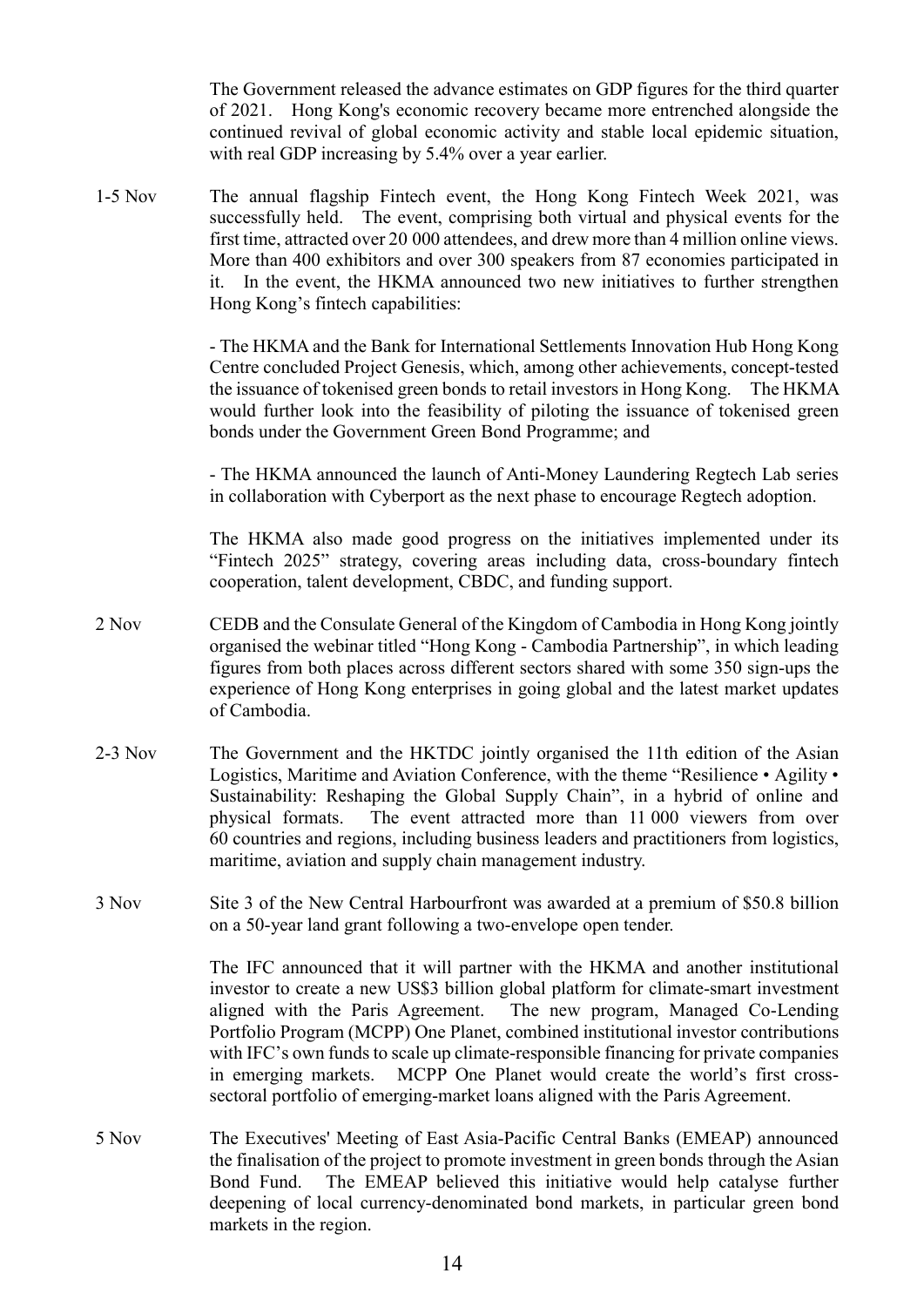The Government released the advance estimates on GDP figures for the third quarter of 2021. Hong Kong's economic recovery became more entrenched alongside the continued revival of global economic activity and stable local epidemic situation, with real GDP increasing by 5.4% over a year earlier.

1-5 Nov — The annual flagship Fintech event, the Hong Kong Fintech Week 2021, was successfully held. The event, comprising both virtual and physical events for the first time, attracted over 20 000 attendees, and drew more than 4 million online views. More than 400 exhibitors and over 300 speakers from 87 economies participated in it. In the event, the HKMA announced two new initiatives to further strengthen Hong Kong's fintech capabilities:

- The HKMA and the Bank for International Settlements Innovation Hub Hong Kong Centre concluded Project Genesis, which, among other achievements, concept-tested the issuance of tokenised green bonds to retail investors in Hong Kong. The HKMA would further look into the feasibility of piloting the issuance of tokenised green bonds under the Government Green Bond Programme; and

- The HKMA announced the launch of Anti-Money Laundering Regtech Lab series in collaboration with Cyberport as the next phase to encourage Regtech adoption.

The HKMA also made good progress on the initiatives implemented under its "Fintech 2025" strategy, covering areas including data, cross-boundary fintech cooperation, talent development, CBDC, and funding support.

2 Nov — CEDB and the Consulate General of the Kingdom of Cambodia in Hong Kong jointly organised the webinar titled "Hong Kong - Cambodia Partnership", in which leading figures from both places across different sectors shared with some 350 sign-ups the experience of Hong Kong enterprises in going global and the latest market updates of Cambodia.

2-3 Nov — The Government and the HKTDC jointly organised the 11th edition of the Asian Logistics, Maritime and Aviation Conference, with the theme "Resilience • Agility • Sustainability: Reshaping the Global Supply Chain", in a hybrid of online and physical formats. The event attracted more than 11 000 viewers from over 60 countries and regions, including business leaders and practitioners from logistics, maritime, aviation and supply chain management industry.

3 Nov — Site 3 of the New Central Harbourfront was awarded at a premium of $50.8 billion on a 50-year land grant following a two-envelope open tender.

The IFC announced that it will partner with the HKMA and another institutional investor to create a new US$3 billion global platform for climate-smart investment aligned with the Paris Agreement. The new program, Managed Co-Lending Portfolio Program (MCPP) One Planet, combined institutional investor contributions with IFC's own funds to scale up climate-responsible financing for private companies in emerging markets. MCPP One Planet would create the world's first cross-sectoral portfolio of emerging-market loans aligned with the Paris Agreement.

5 Nov — The Executives' Meeting of East Asia-Pacific Central Banks (EMEAP) announced the finalisation of the project to promote investment in green bonds through the Asian Bond Fund. The EMEAP believed this initiative would help catalyse further deepening of local currency-denominated bond markets, in particular green bond markets in the region.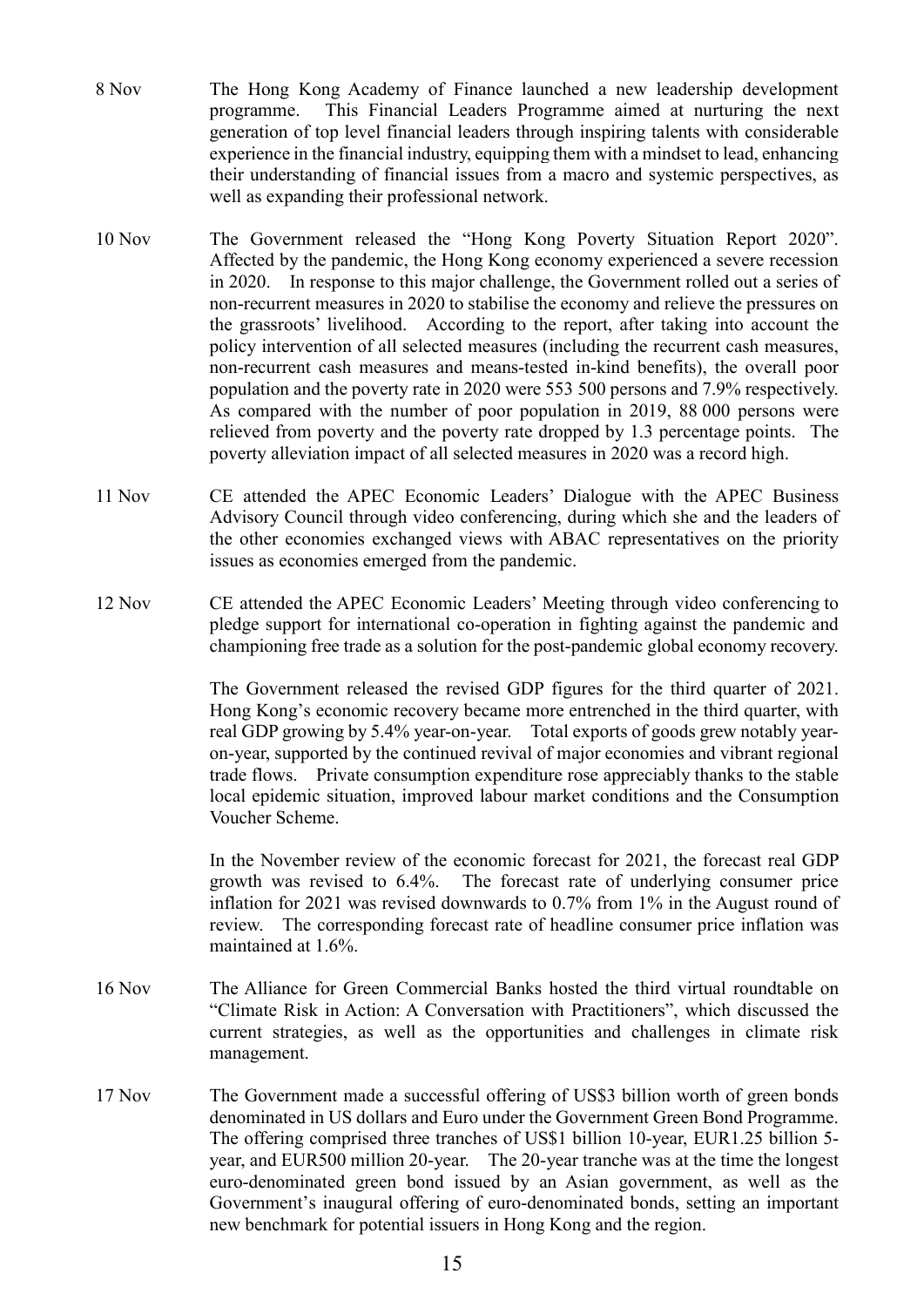8 Nov The Hong Kong Academy of Finance launched a new leadership development programme. This Financial Leaders Programme aimed at nurturing the next generation of top level financial leaders through inspiring talents with considerable experience in the financial industry, equipping them with a mindset to lead, enhancing their understanding of financial issues from a macro and systemic perspectives, as well as expanding their professional network.

10 Nov The Government released the "Hong Kong Poverty Situation Report 2020". Affected by the pandemic, the Hong Kong economy experienced a severe recession in 2020. In response to this major challenge, the Government rolled out a series of non-recurrent measures in 2020 to stabilise the economy and relieve the pressures on the grassroots' livelihood. According to the report, after taking into account the policy intervention of all selected measures (including the recurrent cash measures, non-recurrent cash measures and means-tested in-kind benefits), the overall poor population and the poverty rate in 2020 were 553 500 persons and 7.9% respectively. As compared with the number of poor population in 2019, 88 000 persons were relieved from poverty and the poverty rate dropped by 1.3 percentage points. The poverty alleviation impact of all selected measures in 2020 was a record high.

11 Nov CE attended the APEC Economic Leaders' Dialogue with the APEC Business Advisory Council through video conferencing, during which she and the leaders of the other economies exchanged views with ABAC representatives on the priority issues as economies emerged from the pandemic.

12 Nov CE attended the APEC Economic Leaders' Meeting through video conferencing to pledge support for international co-operation in fighting against the pandemic and championing free trade as a solution for the post-pandemic global economy recovery.

The Government released the revised GDP figures for the third quarter of 2021. Hong Kong's economic recovery became more entrenched in the third quarter, with real GDP growing by 5.4% year-on-year. Total exports of goods grew notably year-on-year, supported by the continued revival of major economies and vibrant regional trade flows. Private consumption expenditure rose appreciably thanks to the stable local epidemic situation, improved labour market conditions and the Consumption Voucher Scheme.

In the November review of the economic forecast for 2021, the forecast real GDP growth was revised to 6.4%. The forecast rate of underlying consumer price inflation for 2021 was revised downwards to 0.7% from 1% in the August round of review. The corresponding forecast rate of headline consumer price inflation was maintained at 1.6%.

16 Nov The Alliance for Green Commercial Banks hosted the third virtual roundtable on "Climate Risk in Action: A Conversation with Practitioners", which discussed the current strategies, as well as the opportunities and challenges in climate risk management.

17 Nov The Government made a successful offering of US$3 billion worth of green bonds denominated in US dollars and Euro under the Government Green Bond Programme. The offering comprised three tranches of US$1 billion 10-year, EUR1.25 billion 5-year, and EUR500 million 20-year. The 20-year tranche was at the time the longest euro-denominated green bond issued by an Asian government, as well as the Government's inaugural offering of euro-denominated bonds, setting an important new benchmark for potential issuers in Hong Kong and the region.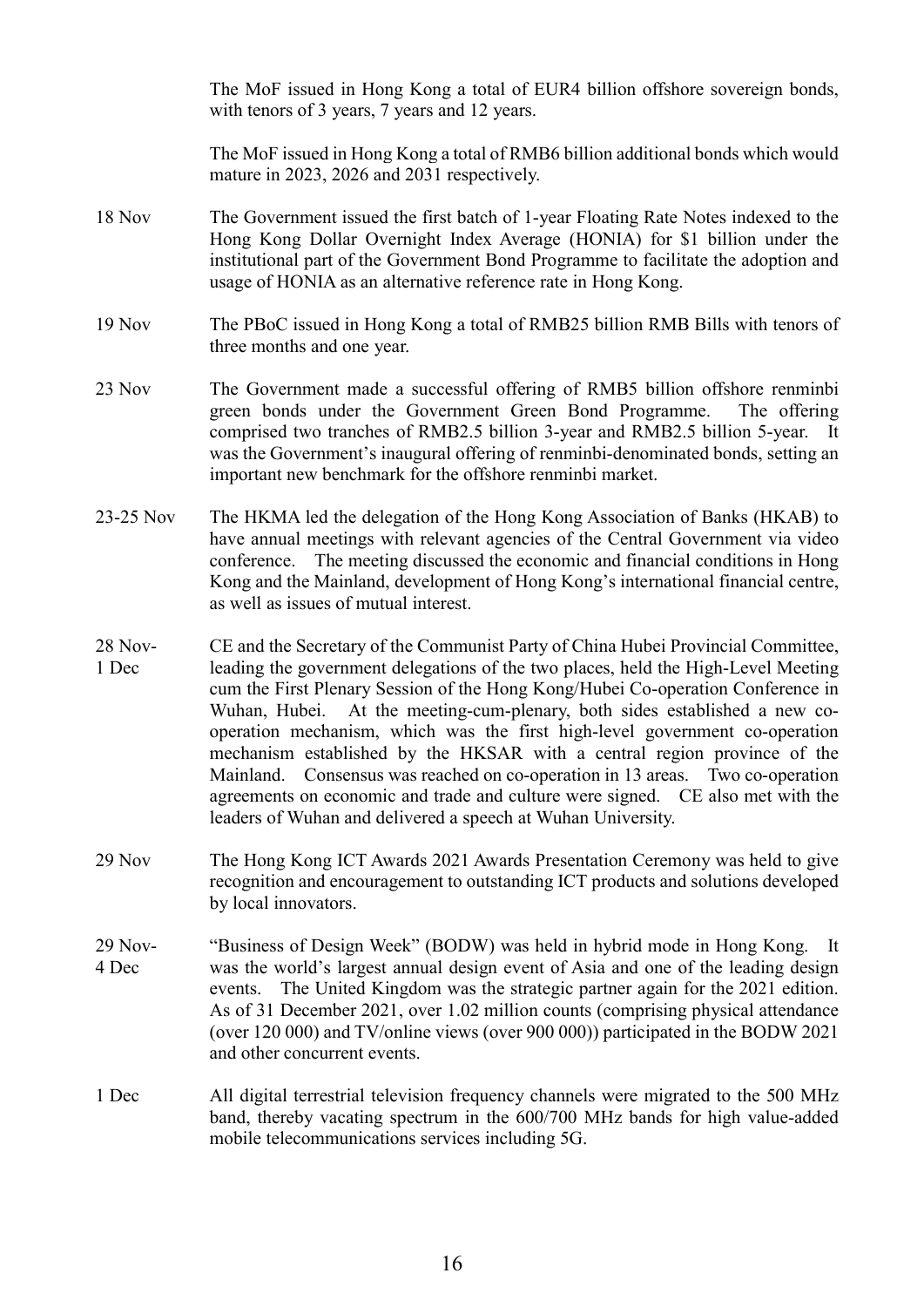The MoF issued in Hong Kong a total of EUR4 billion offshore sovereign bonds, with tenors of 3 years, 7 years and 12 years.

The MoF issued in Hong Kong a total of RMB6 billion additional bonds which would mature in 2023, 2026 and 2031 respectively.

| | |
|---|---|
| 18 Nov | The Government issued the first batch of 1-year Floating Rate Notes indexed to the Hong Kong Dollar Overnight Index Average (HONIA) for $1 billion under the institutional part of the Government Bond Programme to facilitate the adoption and usage of HONIA as an alternative reference rate in Hong Kong. |
| 19 Nov | The PBoC issued in Hong Kong a total of RMB25 billion RMB Bills with tenors of three months and one year. |
| 23 Nov | The Government made a successful offering of RMB5 billion offshore renminbi green bonds under the Government Green Bond Programme. The offering comprised two tranches of RMB2.5 billion 3-year and RMB2.5 billion 5-year. It was the Government's inaugural offering of renminbi-denominated bonds, setting an important new benchmark for the offshore renminbi market. |
| 23-25 Nov | The HKMA led the delegation of the Hong Kong Association of Banks (HKAB) to have annual meetings with relevant agencies of the Central Government via video conference. The meeting discussed the economic and financial conditions in Hong Kong and the Mainland, development of Hong Kong's international financial centre, as well as issues of mutual interest. |
| 28 Nov-1 Dec | CE and the Secretary of the Communist Party of China Hubei Provincial Committee, leading the government delegations of the two places, held the High-Level Meeting cum the First Plenary Session of the Hong Kong/Hubei Co-operation Conference in Wuhan, Hubei. At the meeting-cum-plenary, both sides established a new co-operation mechanism, which was the first high-level government co-operation mechanism established by the HKSAR with a central region province of the Mainland. Consensus was reached on co-operation in 13 areas. Two co-operation agreements on economic and trade and culture were signed. CE also met with the leaders of Wuhan and delivered a speech at Wuhan University. |
| 29 Nov | The Hong Kong ICT Awards 2021 Awards Presentation Ceremony was held to give recognition and encouragement to outstanding ICT products and solutions developed by local innovators. |
| 29 Nov-4 Dec | "Business of Design Week" (BODW) was held in hybrid mode in Hong Kong. It was the world's largest annual design event of Asia and one of the leading design events. The United Kingdom was the strategic partner again for the 2021 edition. As of 31 December 2021, over 1.02 million counts (comprising physical attendance (over 120 000) and TV/online views (over 900 000)) participated in the BODW 2021 and other concurrent events. |
| 1 Dec | All digital terrestrial television frequency channels were migrated to the 500 MHz band, thereby vacating spectrum in the 600/700 MHz bands for high value-added mobile telecommunications services including 5G. |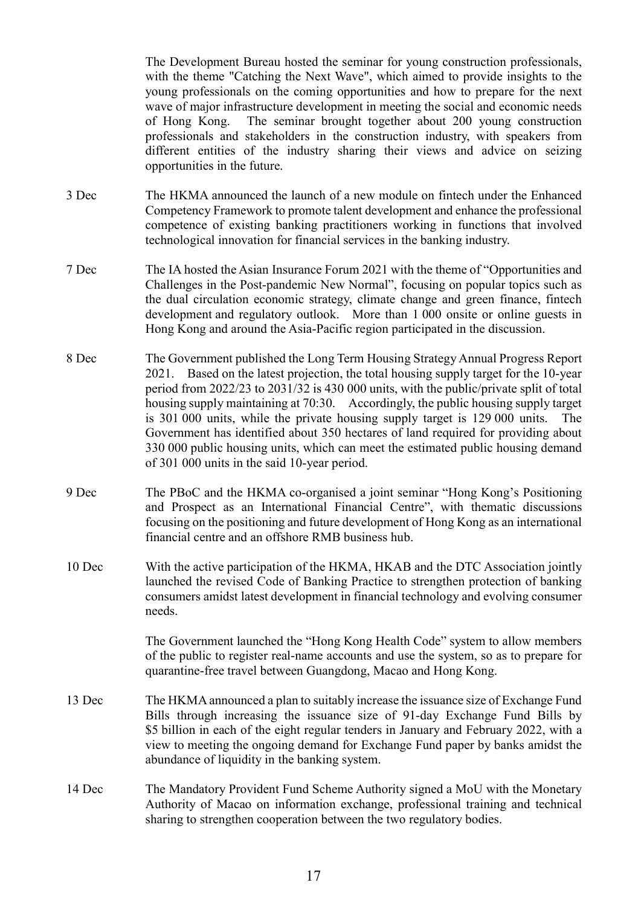The Development Bureau hosted the seminar for young construction professionals, with the theme "Catching the Next Wave", which aimed to provide insights to the young professionals on the coming opportunities and how to prepare for the next wave of major infrastructure development in meeting the social and economic needs of Hong Kong. The seminar brought together about 200 young construction professionals and stakeholders in the construction industry, with speakers from different entities of the industry sharing their views and advice on seizing opportunities in the future.

3 Dec The HKMA announced the launch of a new module on fintech under the Enhanced Competency Framework to promote talent development and enhance the professional competence of existing banking practitioners working in functions that involved technological innovation for financial services in the banking industry.

7 Dec The IA hosted the Asian Insurance Forum 2021 with the theme of "Opportunities and Challenges in the Post-pandemic New Normal", focusing on popular topics such as the dual circulation economic strategy, climate change and green finance, fintech development and regulatory outlook. More than 1 000 onsite or online guests in Hong Kong and around the Asia-Pacific region participated in the discussion.

8 Dec The Government published the Long Term Housing Strategy Annual Progress Report 2021. Based on the latest projection, the total housing supply target for the 10-year period from 2022/23 to 2031/32 is 430 000 units, with the public/private split of total housing supply maintaining at 70:30. Accordingly, the public housing supply target is 301 000 units, while the private housing supply target is 129 000 units. The Government has identified about 350 hectares of land required for providing about 330 000 public housing units, which can meet the estimated public housing demand of 301 000 units in the said 10-year period.

9 Dec The PBoC and the HKMA co-organised a joint seminar "Hong Kong's Positioning and Prospect as an International Financial Centre", with thematic discussions focusing on the positioning and future development of Hong Kong as an international financial centre and an offshore RMB business hub.

10 Dec With the active participation of the HKMA, HKAB and the DTC Association jointly launched the revised Code of Banking Practice to strengthen protection of banking consumers amidst latest development in financial technology and evolving consumer needs.

The Government launched the "Hong Kong Health Code" system to allow members of the public to register real-name accounts and use the system, so as to prepare for quarantine-free travel between Guangdong, Macao and Hong Kong.

13 Dec The HKMA announced a plan to suitably increase the issuance size of Exchange Fund Bills through increasing the issuance size of 91-day Exchange Fund Bills by $5 billion in each of the eight regular tenders in January and February 2022, with a view to meeting the ongoing demand for Exchange Fund paper by banks amidst the abundance of liquidity in the banking system.

14 Dec The Mandatory Provident Fund Scheme Authority signed a MoU with the Monetary Authority of Macao on information exchange, professional training and technical sharing to strengthen cooperation between the two regulatory bodies.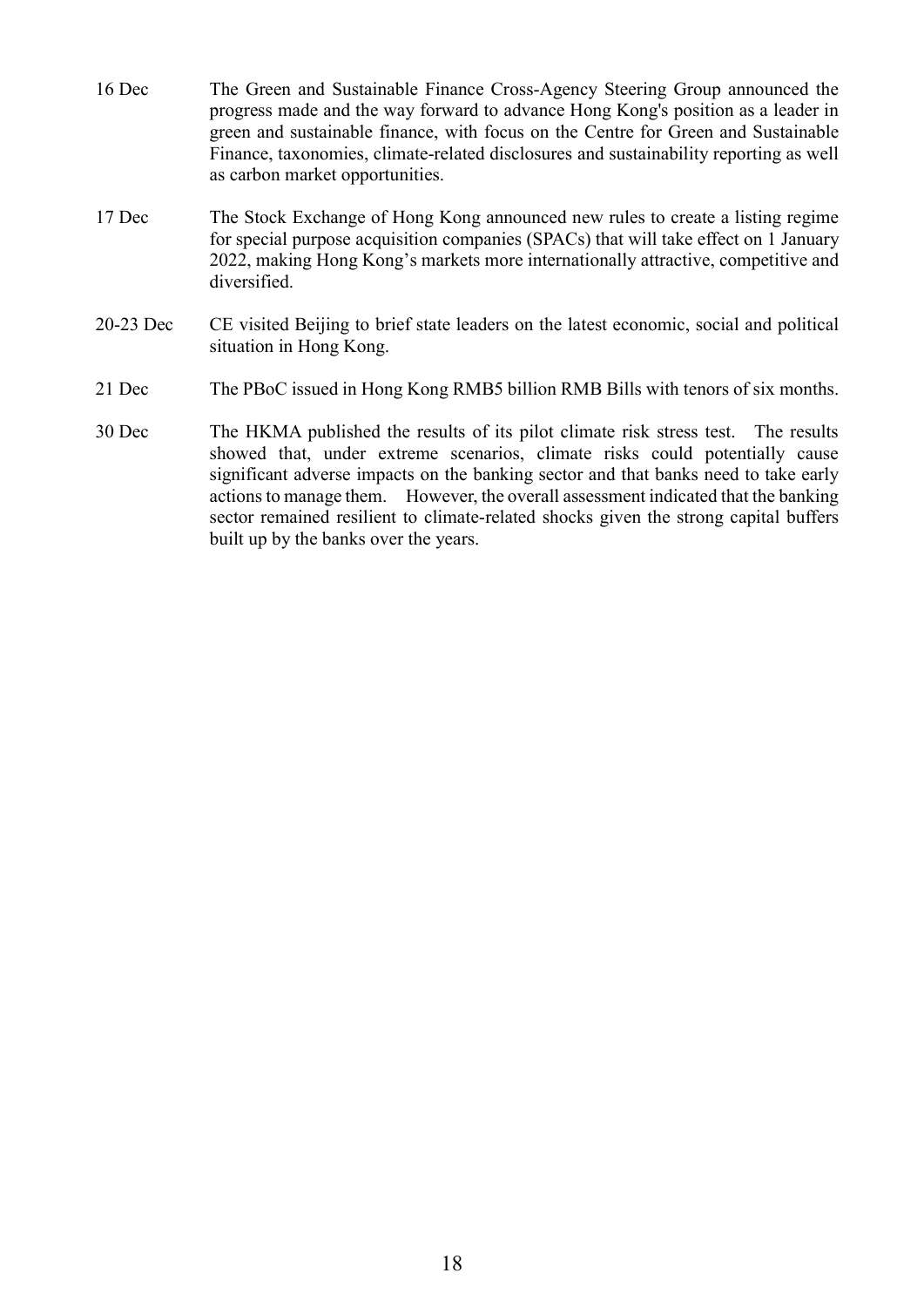| | |
|---|---|
| 16 Dec | The Green and Sustainable Finance Cross-Agency Steering Group announced the progress made and the way forward to advance Hong Kong's position as a leader in green and sustainable finance, with focus on the Centre for Green and Sustainable Finance, taxonomies, climate-related disclosures and sustainability reporting as well as carbon market opportunities. |
| 17 Dec | The Stock Exchange of Hong Kong announced new rules to create a listing regime for special purpose acquisition companies (SPACs) that will take effect on 1 January 2022, making Hong Kong's markets more internationally attractive, competitive and diversified. |
| 20-23 Dec | CE visited Beijing to brief state leaders on the latest economic, social and political situation in Hong Kong. |
| 21 Dec | The PBoC issued in Hong Kong RMB5 billion RMB Bills with tenors of six months. |
| 30 Dec | The HKMA published the results of its pilot climate risk stress test. The results showed that, under extreme scenarios, climate risks could potentially cause significant adverse impacts on the banking sector and that banks need to take early actions to manage them. However, the overall assessment indicated that the banking sector remained resilient to climate-related shocks given the strong capital buffers built up by the banks over the years. |